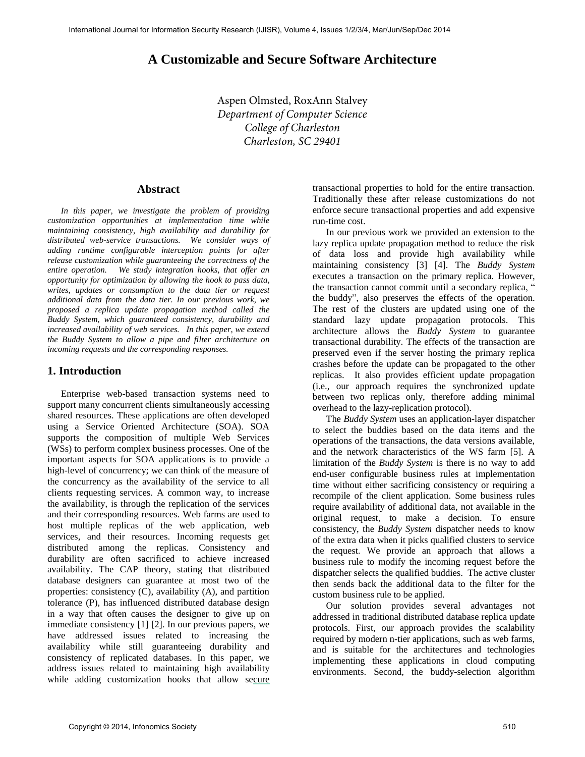# A Customizable and Secure Software Architecture

Aspen Olmsted, RoxAnn Stalvey
*Department of Computer Science*
*College of Charleston*
*Charleston, SC 29401*

## Abstract

*In this paper, we investigate the problem of providing customization opportunities at implementation time while maintaining consistency, high availability and durability for distributed web-service transactions. We consider ways of adding runtime configurable interception points for after release customization while guaranteeing the correctness of the entire operation. We study integration hooks, that offer an opportunity for optimization by allowing the hook to pass data, writes, updates or consumption to the data tier or request additional data from the data tier. In our previous work, we proposed a replica update propagation method called the Buddy System, which guaranteed consistency, durability and increased availability of web services. In this paper, we extend the Buddy System to allow a pipe and filter architecture on incoming requests and the corresponding responses.*

## 1. Introduction

Enterprise web-based transaction systems need to support many concurrent clients simultaneously accessing shared resources. These applications are often developed using a Service Oriented Architecture (SOA). SOA supports the composition of multiple Web Services (WSs) to perform complex business processes. One of the important aspects for SOA applications is to provide a high-level of concurrency; we can think of the measure of the concurrency as the availability of the service to all clients requesting services. A common way, to increase the availability, is through the replication of the services and their corresponding resources. Web farms are used to host multiple replicas of the web application, web services, and their resources. Incoming requests get distributed among the replicas. Consistency and durability are often sacrificed to achieve increased availability. The CAP theory, stating that distributed database designers can guarantee at most two of the properties: consistency (C), availability (A), and partition tolerance (P), has influenced distributed database design in a way that often causes the designer to give up on immediate consistency [1] [2]. In our previous papers, we have addressed issues related to increasing the availability while still guaranteeing durability and consistency of replicated databases. In this paper, we address issues related to maintaining high availability while adding customization hooks that allow secure transactional properties to hold for the entire transaction. Traditionally these after release customizations do not enforce secure transactional properties and add expensive run-time cost.

In our previous work we provided an extension to the lazy replica update propagation method to reduce the risk of data loss and provide high availability while maintaining consistency [3] [4]. The *Buddy System* executes a transaction on the primary replica. However, the transaction cannot commit until a secondary replica, " the buddy", also preserves the effects of the operation. The rest of the clusters are updated using one of the standard lazy update propagation protocols. This architecture allows the *Buddy System* to guarantee transactional durability. The effects of the transaction are preserved even if the server hosting the primary replica crashes before the update can be propagated to the other replicas. It also provides efficient update propagation (i.e., our approach requires the synchronized update between two replicas only, therefore adding minimal overhead to the lazy-replication protocol).

The *Buddy System* uses an application-layer dispatcher to select the buddies based on the data items and the operations of the transactions, the data versions available, and the network characteristics of the WS farm [5]. A limitation of the *Buddy System* is there is no way to add end-user configurable business rules at implementation time without either sacrificing consistency or requiring a recompile of the client application. Some business rules require availability of additional data, not available in the original request, to make a decision. To ensure consistency, the *Buddy System* dispatcher needs to know of the extra data when it picks qualified clusters to service the request. We provide an approach that allows a business rule to modify the incoming request before the dispatcher selects the qualified buddies. The active cluster then sends back the additional data to the filter for the custom business rule to be applied.

Our solution provides several advantages not addressed in traditional distributed database replica update protocols. First, our approach provides the scalability required by modern n-tier applications, such as web farms, and is suitable for the architectures and technologies implementing these applications in cloud computing environments. Second, the buddy-selection algorithm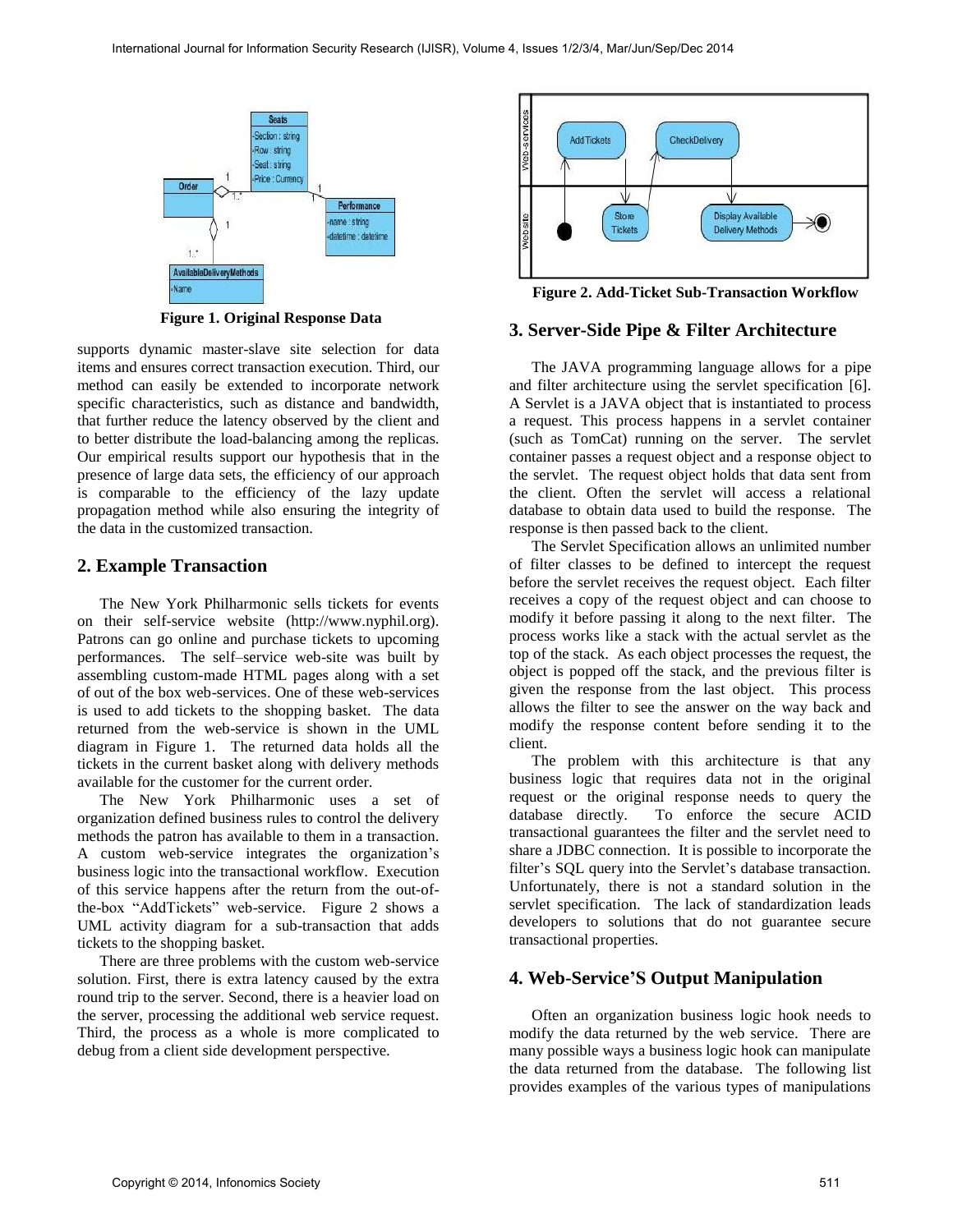Figure 1. Original Response Data

supports dynamic master-slave site selection for data items and ensures correct transaction execution. Third, our method can easily be extended to incorporate network specific characteristics, such as distance and bandwidth, that further reduce the latency observed by the client and to better distribute the load-balancing among the replicas. Our empirical results support our hypothesis that in the presence of large data sets, the efficiency of our approach is comparable to the efficiency of the lazy update propagation method while also ensuring the integrity of the data in the customized transaction.

## 2. Example Transaction

The New York Philharmonic sells tickets for events on their self-service website (http://www.nyphil.org). Patrons can go online and purchase tickets to upcoming performances. The self–service web-site was built by assembling custom-made HTML pages along with a set of out of the box web-services. One of these web-services is used to add tickets to the shopping basket. The data returned from the web-service is shown in the UML diagram in Figure 1. The returned data holds all the tickets in the current basket along with delivery methods available for the customer for the current order.

The New York Philharmonic uses a set of organization defined business rules to control the delivery methods the patron has available to them in a transaction. A custom web-service integrates the organization's business logic into the transactional workflow. Execution of this service happens after the return from the out-of-the-box "AddTickets" web-service. Figure 2 shows a UML activity diagram for a sub-transaction that adds tickets to the shopping basket.

There are three problems with the custom web-service solution. First, there is extra latency caused by the extra round trip to the server. Second, there is a heavier load on the server, processing the additional web service request. Third, the process as a whole is more complicated to debug from a client side development perspective.

Figure 2. Add-Ticket Sub-Transaction Workflow

## 3. Server-Side Pipe & Filter Architecture

The JAVA programming language allows for a pipe and filter architecture using the servlet specification [6]. A Servlet is a JAVA object that is instantiated to process a request. This process happens in a servlet container (such as TomCat) running on the server. The servlet container passes a request object and a response object to the servlet. The request object holds that data sent from the client. Often the servlet will access a relational database to obtain data used to build the response. The response is then passed back to the client.

The Servlet Specification allows an unlimited number of filter classes to be defined to intercept the request before the servlet receives the request object. Each filter receives a copy of the request object and can choose to modify it before passing it along to the next filter. The process works like a stack with the actual servlet as the top of the stack. As each object processes the request, the object is popped off the stack, and the previous filter is given the response from the last object. This process allows the filter to see the answer on the way back and modify the response content before sending it to the client.

The problem with this architecture is that any business logic that requires data not in the original request or the original response needs to query the database directly. To enforce the secure ACID transactional guarantees the filter and the servlet need to share a JDBC connection. It is possible to incorporate the filter's SQL query into the Servlet's database transaction. Unfortunately, there is not a standard solution in the servlet specification. The lack of standardization leads developers to solutions that do not guarantee secure transactional properties.

## 4. Web-Service'S Output Manipulation

Often an organization business logic hook needs to modify the data returned by the web service. There are many possible ways a business logic hook can manipulate the data returned from the database. The following list provides examples of the various types of manipulations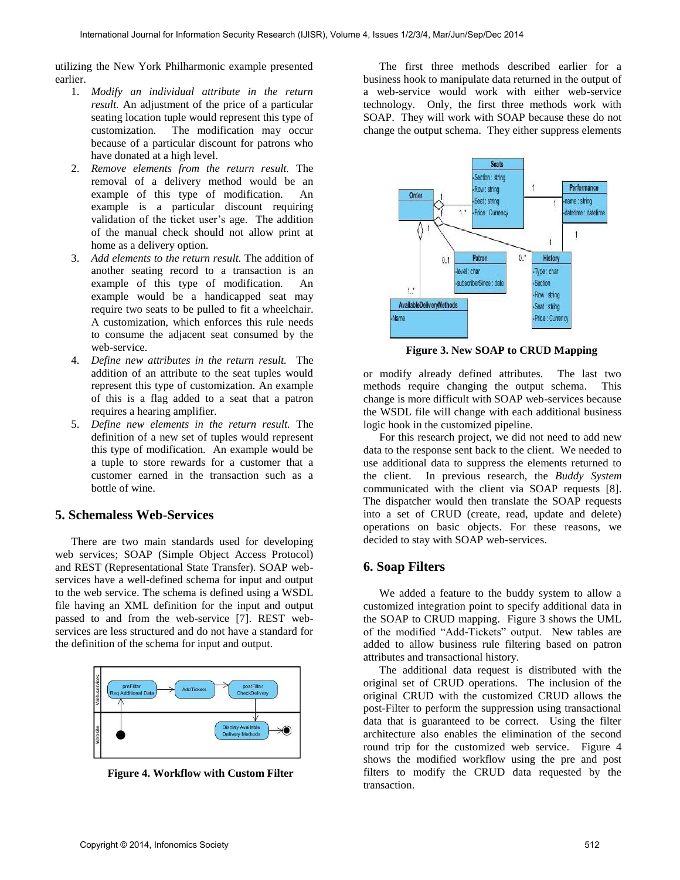utilizing the New York Philharmonic example presented earlier.

1. *Modify an individual attribute in the return result.* An adjustment of the price of a particular seating location tuple would represent this type of customization. The modification may occur because of a particular discount for patrons who have donated at a high level.
2. *Remove elements from the return result.* The removal of a delivery method would be an example of this type of modification. An example is a particular discount requiring validation of the ticket user's age. The addition of the manual check should not allow print at home as a delivery option.
3. *Add elements to the return result.* The addition of another seating record to a transaction is an example of this type of modification. An example would be a handicapped seat may require two seats to be pulled to fit a wheelchair. A customization, which enforces this rule needs to consume the adjacent seat consumed by the web-service.
4. *Define new attributes in the return result.* The addition of an attribute to the seat tuples would represent this type of customization. An example of this is a flag added to a seat that a patron requires a hearing amplifier.
5. *Define new elements in the return result.* The definition of a new set of tuples would represent this type of modification. An example would be a tuple to store rewards for a customer that a customer earned in the transaction such as a bottle of wine.

## 5. Schemaless Web-Services

There are two main standards used for developing web services; SOAP (Simple Object Access Protocol) and REST (Representational State Transfer). SOAP web-services have a well-defined schema for input and output to the web service. The schema is defined using a WSDL file having an XML definition for the input and output passed to and from the web-service [7]. REST web-services are less structured and do not have a standard for the definition of the schema for input and output.

**Figure 4. Workflow with Custom Filter**

The first three methods described earlier for a business hook to manipulate data returned in the output of a web-service would work with either web-service technology. Only, the first three methods work with SOAP. They will work with SOAP because these do not change the output schema. They either suppress elements or modify already defined attributes. The last two methods require changing the output schema. This change is more difficult with SOAP web-services because the WSDL file will change with each additional business logic hook in the customized pipeline.

**Figure 3. New SOAP to CRUD Mapping**

For this research project, we did not need to add new data to the response sent back to the client. We needed to use additional data to suppress the elements returned to the client. In previous research, the *Buddy System* communicated with the client via SOAP requests [8]. The dispatcher would then translate the SOAP requests into a set of CRUD (create, read, update and delete) operations on basic objects. For these reasons, we decided to stay with SOAP web-services.

## 6. Soap Filters

We added a feature to the buddy system to allow a customized integration point to specify additional data in the SOAP to CRUD mapping. Figure 3 shows the UML of the modified "Add-Tickets" output. New tables are added to allow business rule filtering based on patron attributes and transactional history.

The additional data request is distributed with the original set of CRUD operations. The inclusion of the original CRUD with the customized CRUD allows the post-Filter to perform the suppression using transactional data that is guaranteed to be correct. Using the filter architecture also enables the elimination of the second round trip for the customized web service. Figure 4 shows the modified workflow using the pre and post filters to modify the CRUD data requested by the transaction.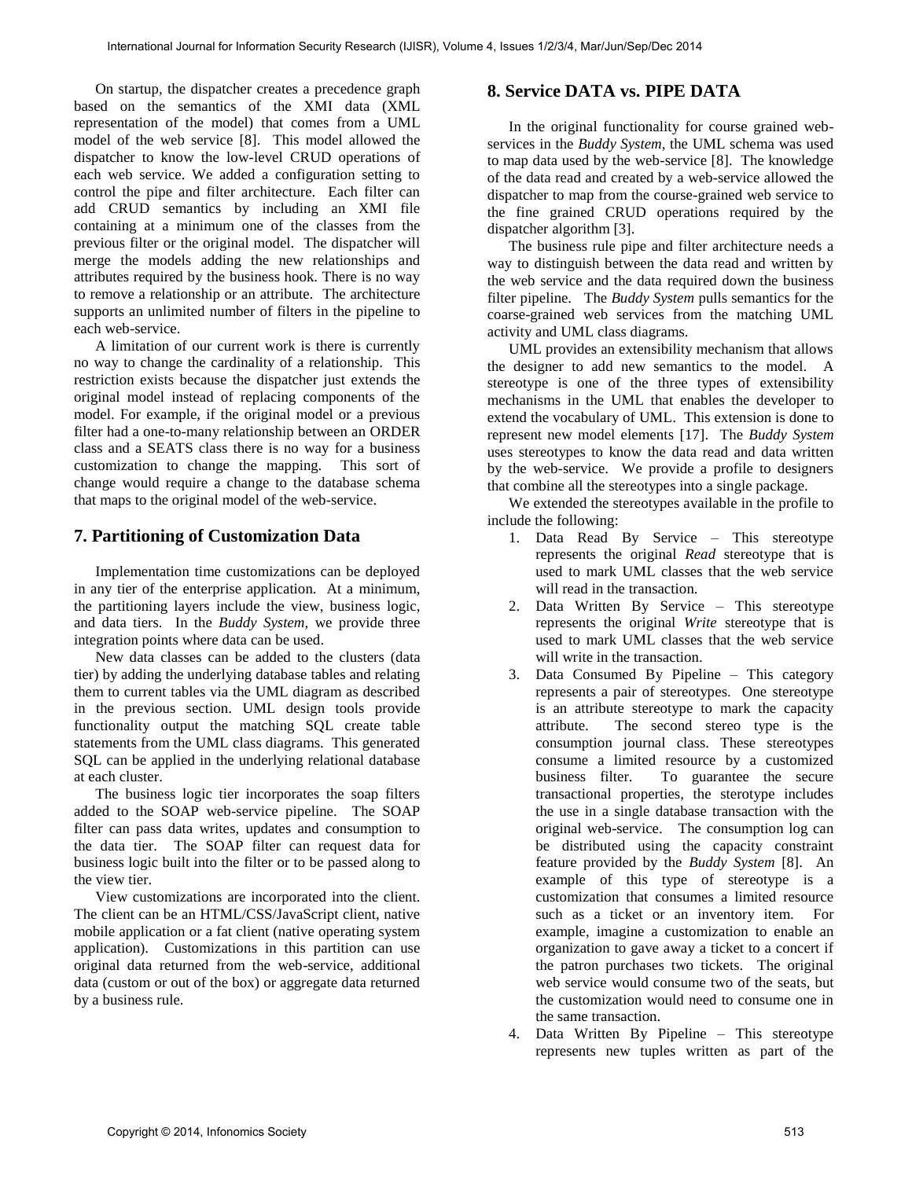On startup, the dispatcher creates a precedence graph based on the semantics of the XMI data (XML representation of the model) that comes from a UML model of the web service [8]. This model allowed the dispatcher to know the low-level CRUD operations of each web service. We added a configuration setting to control the pipe and filter architecture. Each filter can add CRUD semantics by including an XMI file containing at a minimum one of the classes from the previous filter or the original model. The dispatcher will merge the models adding the new relationships and attributes required by the business hook. There is no way to remove a relationship or an attribute. The architecture supports an unlimited number of filters in the pipeline to each web-service.

A limitation of our current work is there is currently no way to change the cardinality of a relationship. This restriction exists because the dispatcher just extends the original model instead of replacing components of the model. For example, if the original model or a previous filter had a one-to-many relationship between an ORDER class and a SEATS class there is no way for a business customization to change the mapping. This sort of change would require a change to the database schema that maps to the original model of the web-service.

## 7. Partitioning of Customization Data

Implementation time customizations can be deployed in any tier of the enterprise application. At a minimum, the partitioning layers include the view, business logic, and data tiers. In the *Buddy System*, we provide three integration points where data can be used.

New data classes can be added to the clusters (data tier) by adding the underlying database tables and relating them to current tables via the UML diagram as described in the previous section. UML design tools provide functionality output the matching SQL create table statements from the UML class diagrams. This generated SQL can be applied in the underlying relational database at each cluster.

The business logic tier incorporates the soap filters added to the SOAP web-service pipeline. The SOAP filter can pass data writes, updates and consumption to the data tier. The SOAP filter can request data for business logic built into the filter or to be passed along to the view tier.

View customizations are incorporated into the client. The client can be an HTML/CSS/JavaScript client, native mobile application or a fat client (native operating system application). Customizations in this partition can use original data returned from the web-service, additional data (custom or out of the box) or aggregate data returned by a business rule.

## 8. Service DATA vs. PIPE DATA

In the original functionality for course grained web-services in the *Buddy System*, the UML schema was used to map data used by the web-service [8]. The knowledge of the data read and created by a web-service allowed the dispatcher to map from the course-grained web service to the fine grained CRUD operations required by the dispatcher algorithm [3].

The business rule pipe and filter architecture needs a way to distinguish between the data read and written by the web service and the data required down the business filter pipeline. The *Buddy System* pulls semantics for the coarse-grained web services from the matching UML activity and UML class diagrams.

UML provides an extensibility mechanism that allows the designer to add new semantics to the model. A stereotype is one of the three types of extensibility mechanisms in the UML that enables the developer to extend the vocabulary of UML. This extension is done to represent new model elements [17]. The *Buddy System* uses stereotypes to know the data read and data written by the web-service. We provide a profile to designers that combine all the stereotypes into a single package.

We extended the stereotypes available in the profile to include the following:

1. Data Read By Service – This stereotype represents the original *Read* stereotype that is used to mark UML classes that the web service will read in the transaction.
2. Data Written By Service – This stereotype represents the original *Write* stereotype that is used to mark UML classes that the web service will write in the transaction.
3. Data Consumed By Pipeline – This category represents a pair of stereotypes. One stereotype is an attribute stereotype to mark the capacity attribute. The second stereo type is the consumption journal class. These stereotypes consume a limited resource by a customized business filter. To guarantee the secure transactional properties, the sterotype includes the use in a single database transaction with the original web-service. The consumption log can be distributed using the capacity constraint feature provided by the *Buddy System* [8]. An example of this type of stereotype is a customization that consumes a limited resource such as a ticket or an inventory item. For example, imagine a customization to enable an organization to gave away a ticket to a concert if the patron purchases two tickets. The original web service would consume two of the seats, but the customization would need to consume one in the same transaction.
4. Data Written By Pipeline – This stereotype represents new tuples written as part of the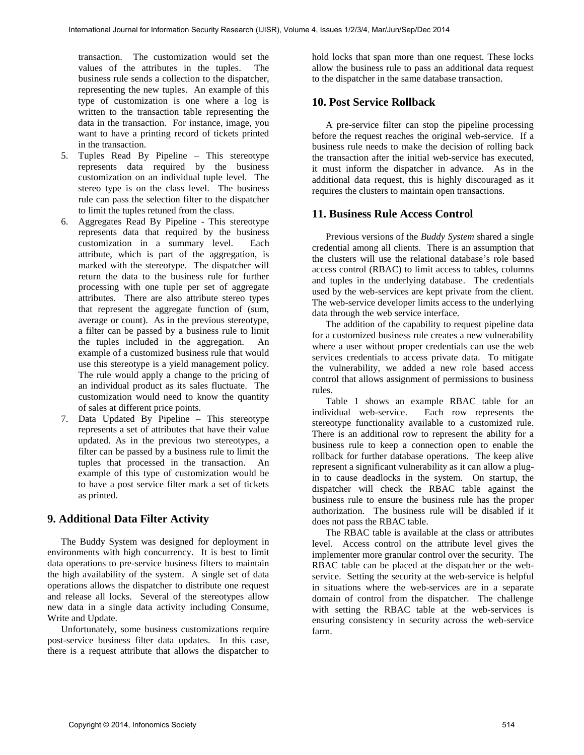transaction. The customization would set the values of the attributes in the tuples. The business rule sends a collection to the dispatcher, representing the new tuples. An example of this type of customization is one where a log is written to the transaction table representing the data in the transaction. For instance, image, you want to have a printing record of tickets printed in the transaction.

5. Tuples Read By Pipeline – This stereotype represents data required by the business customization on an individual tuple level. The stereo type is on the class level. The business rule can pass the selection filter to the dispatcher to limit the tuples retuned from the class.
6. Aggregates Read By Pipeline - This stereotype represents data that required by the business customization in a summary level. Each attribute, which is part of the aggregation, is marked with the stereotype. The dispatcher will return the data to the business rule for further processing with one tuple per set of aggregate attributes. There are also attribute stereo types that represent the aggregate function of (sum, average or count). As in the previous stereotype, a filter can be passed by a business rule to limit the tuples included in the aggregation. An example of a customized business rule that would use this stereotype is a yield management policy. The rule would apply a change to the pricing of an individual product as its sales fluctuate. The customization would need to know the quantity of sales at different price points.
7. Data Updated By Pipeline – This stereotype represents a set of attributes that have their value updated. As in the previous two stereotypes, a filter can be passed by a business rule to limit the tuples that processed in the transaction. An example of this type of customization would be to have a post service filter mark a set of tickets as printed.

## 9. Additional Data Filter Activity

The Buddy System was designed for deployment in environments with high concurrency. It is best to limit data operations to pre-service business filters to maintain the high availability of the system. A single set of data operations allows the dispatcher to distribute one request and release all locks. Several of the stereotypes allow new data in a single data activity including Consume, Write and Update.

Unfortunately, some business customizations require post-service business filter data updates. In this case, there is a request attribute that allows the dispatcher to hold locks that span more than one request. These locks allow the business rule to pass an additional data request to the dispatcher in the same database transaction.

## 10. Post Service Rollback

A pre-service filter can stop the pipeline processing before the request reaches the original web-service. If a business rule needs to make the decision of rolling back the transaction after the initial web-service has executed, it must inform the dispatcher in advance. As in the additional data request, this is highly discouraged as it requires the clusters to maintain open transactions.

## 11. Business Rule Access Control

Previous versions of the *Buddy System* shared a single credential among all clients. There is an assumption that the clusters will use the relational database's role based access control (RBAC) to limit access to tables, columns and tuples in the underlying database. The credentials used by the web-services are kept private from the client. The web-service developer limits access to the underlying data through the web service interface.

The addition of the capability to request pipeline data for a customized business rule creates a new vulnerability where a user without proper credentials can use the web services credentials to access private data. To mitigate the vulnerability, we added a new role based access control that allows assignment of permissions to business rules.

Table 1 shows an example RBAC table for an individual web-service. Each row represents the stereotype functionality available to a customized rule. There is an additional row to represent the ability for a business rule to keep a connection open to enable the rollback for further database operations. The keep alive represent a significant vulnerability as it can allow a plug-in to cause deadlocks in the system. On startup, the dispatcher will check the RBAC table against the business rule to ensure the business rule has the proper authorization. The business rule will be disabled if it does not pass the RBAC table.

The RBAC table is available at the class or attributes level. Access control on the attribute level gives the implementer more granular control over the security. The RBAC table can be placed at the dispatcher or the web-service. Setting the security at the web-service is helpful in situations where the web-services are in a separate domain of control from the dispatcher. The challenge with setting the RBAC table at the web-services is ensuring consistency in security across the web-service farm.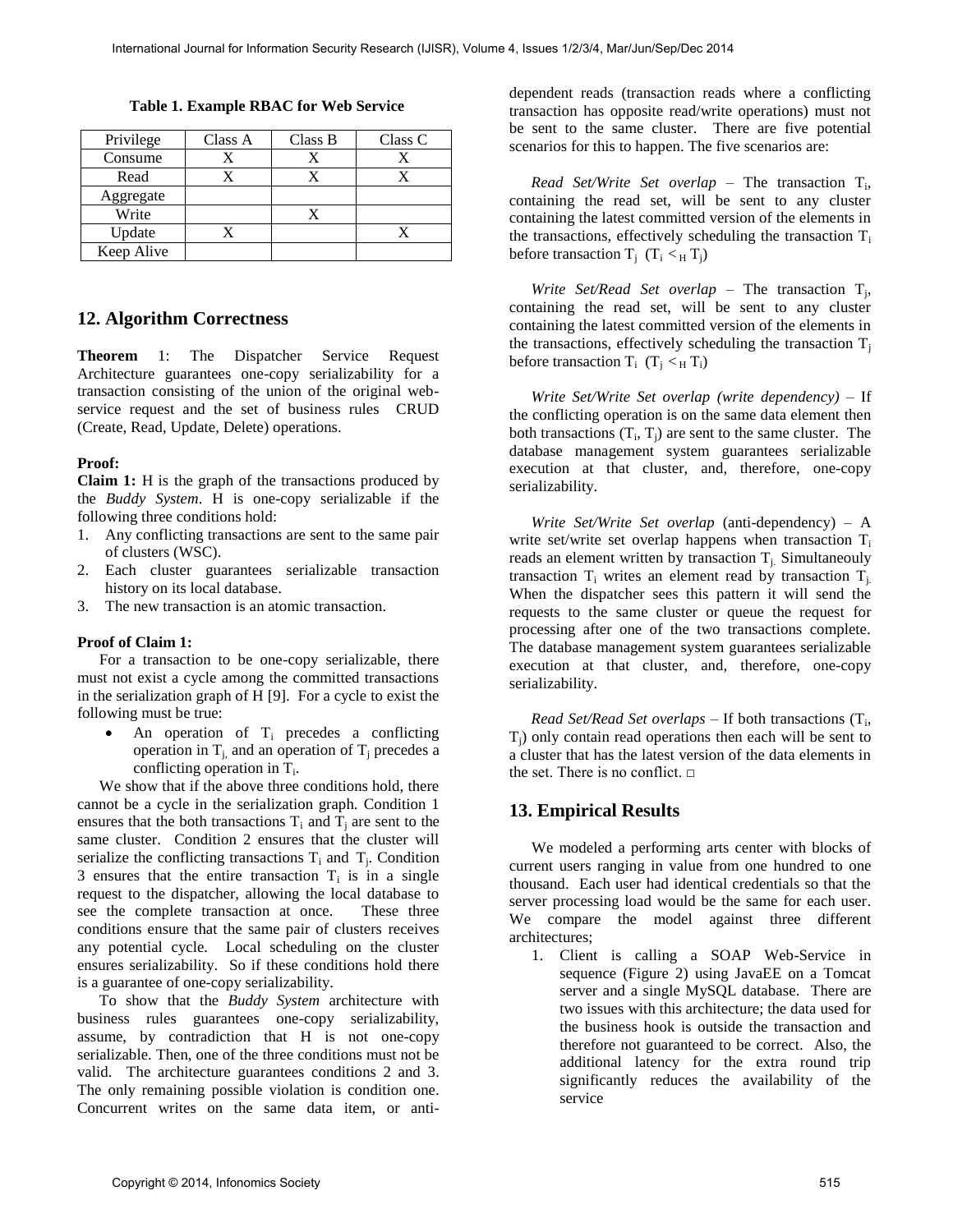**Table 1. Example RBAC for Web Service**

| Privilege | Class A | Class B | Class C |
|---|---|---|---|
| Consume | X | X | X |
| Read | X | X | X |
| Aggregate | | | |
| Write | | X | |
| Update | X | | X |
| Keep Alive | | | |

## 12. Algorithm Correctness

**Theorem** 1: The Dispatcher Service Request Architecture guarantees one-copy serializability for a transaction consisting of the union of the original web-service request and the set of business rules CRUD (Create, Read, Update, Delete) operations.

**Proof:**

**Claim 1:** H is the graph of the transactions produced by the *Buddy System*. H is one-copy serializable if the following three conditions hold:

1. Any conflicting transactions are sent to the same pair of clusters (WSC).
2. Each cluster guarantees serializable transaction history on its local database.
3. The new transaction is an atomic transaction.

**Proof of Claim 1:**

For a transaction to be one-copy serializable, there must not exist a cycle among the committed transactions in the serialization graph of H [9]. For a cycle to exist the following must be true:

- An operation of $T_i$ precedes a conflicting operation in $T_j$, and an operation of $T_j$ precedes a conflicting operation in $T_i$.

We show that if the above three conditions hold, there cannot be a cycle in the serialization graph. Condition 1 ensures that the both transactions $T_i$ and $T_j$ are sent to the same cluster. Condition 2 ensures that the cluster will serialize the conflicting transactions $T_i$ and $T_j$. Condition 3 ensures that the entire transaction $T_i$ is in a single request to the dispatcher, allowing the local database to see the complete transaction at once. These three conditions ensure that the same pair of clusters receives any potential cycle. Local scheduling on the cluster ensures serializability. So if these conditions hold there is a guarantee of one-copy serializability.

To show that the *Buddy System* architecture with business rules guarantees one-copy serializability, assume, by contradiction that H is not one-copy serializable. Then, one of the three conditions must not be valid. The architecture guarantees conditions 2 and 3. The only remaining possible violation is condition one. Concurrent writes on the same data item, or anti-dependent reads (transaction reads where a conflicting transaction has opposite read/write operations) must not be sent to the same cluster. There are five potential scenarios for this to happen. The five scenarios are:

*Read Set/Write Set overlap* – The transaction $T_i$, containing the read set, will be sent to any cluster containing the latest committed version of the elements in the transactions, effectively scheduling the transaction $T_i$ before transaction $T_j$ ($T_i <_H T_j$)

*Write Set/Read Set overlap* – The transaction $T_j$, containing the read set, will be sent to any cluster containing the latest committed version of the elements in the transactions, effectively scheduling the transaction $T_j$ before transaction $T_i$ ($T_j <_H T_i$)

*Write Set/Write Set overlap (write dependency)* – If the conflicting operation is on the same data element then both transactions ($T_i$, $T_j$) are sent to the same cluster. The database management system guarantees serializable execution at that cluster, and, therefore, one-copy serializability.

*Write Set/Write Set overlap* (anti-dependency) – A write set/write set overlap happens when transaction $T_i$ reads an element written by transaction $T_j$. Simultaneouly transaction $T_i$ writes an element read by transaction $T_j$. When the dispatcher sees this pattern it will send the requests to the same cluster or queue the request for processing after one of the two transactions complete. The database management system guarantees serializable execution at that cluster, and, therefore, one-copy serializability.

*Read Set/Read Set overlaps* – If both transactions ($T_i$, $T_j$) only contain read operations then each will be sent to a cluster that has the latest version of the data elements in the set. There is no conflict. □

## 13. Empirical Results

We modeled a performing arts center with blocks of current users ranging in value from one hundred to one thousand. Each user had identical credentials so that the server processing load would be the same for each user. We compare the model against three different architectures;

1. Client is calling a SOAP Web-Service in sequence (Figure 2) using JavaEE on a Tomcat server and a single MySQL database. There are two issues with this architecture; the data used for the business hook is outside the transaction and therefore not guaranteed to be correct. Also, the additional latency for the extra round trip significantly reduces the availability of the service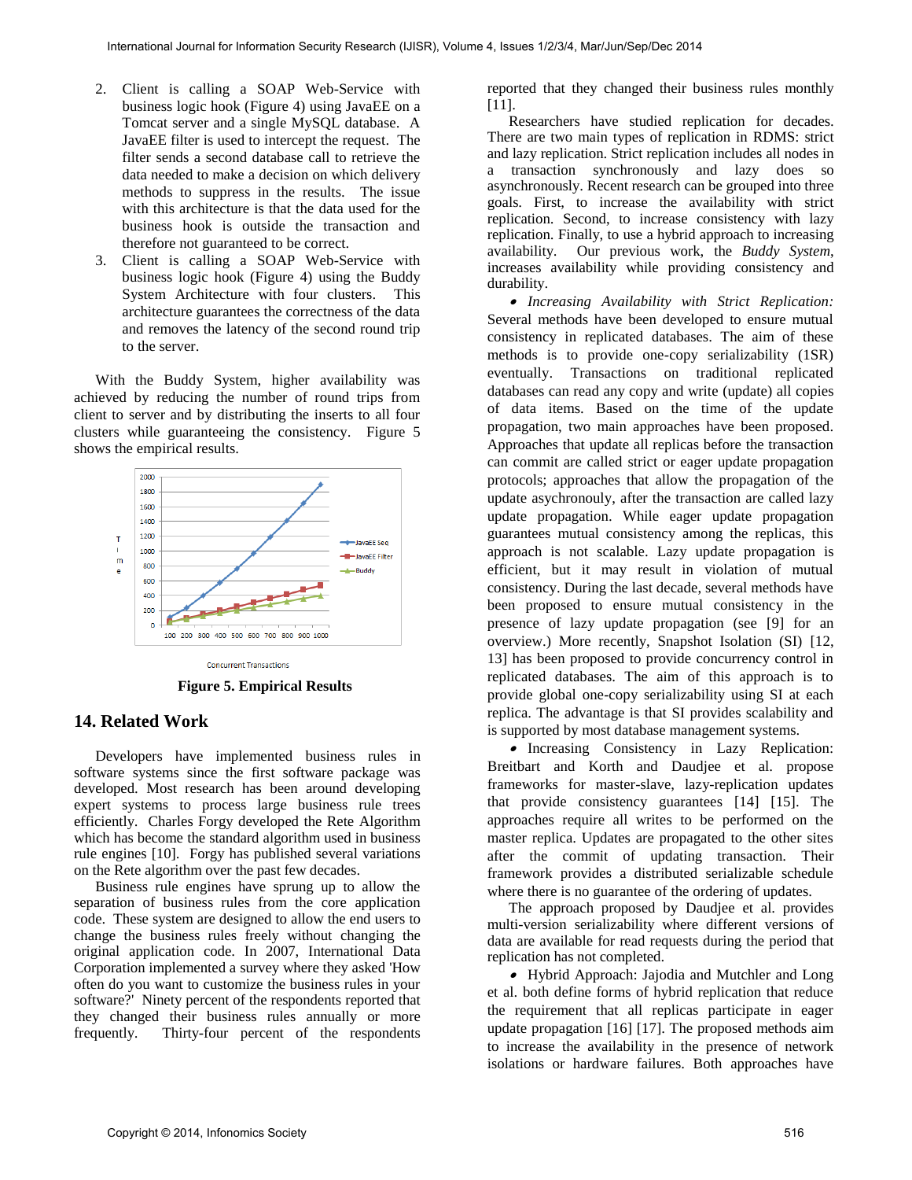2. Client is calling a SOAP Web-Service with business logic hook (Figure 4) using JavaEE on a Tomcat server and a single MySQL database. A JavaEE filter is used to intercept the request. The filter sends a second database call to retrieve the data needed to make a decision on which delivery methods to suppress in the results. The issue with this architecture is that the data used for the business hook is outside the transaction and therefore not guaranteed to be correct.
3. Client is calling a SOAP Web-Service with business logic hook (Figure 4) using the Buddy System Architecture with four clusters. This architecture guarantees the correctness of the data and removes the latency of the second round trip to the server.

With the Buddy System, higher availability was achieved by reducing the number of round trips from client to server and by distributing the inserts to all four clusters while guaranteeing the consistency. Figure 5 shows the empirical results.

**Figure 5. Empirical Results**

## 14. Related Work

Developers have implemented business rules in software systems since the first software package was developed. Most research has been around developing expert systems to process large business rule trees efficiently. Charles Forgy developed the Rete Algorithm which has become the standard algorithm used in business rule engines [10]. Forgy has published several variations on the Rete algorithm over the past few decades.

Business rule engines have sprung up to allow the separation of business rules from the core application code. These system are designed to allow the end users to change the business rules freely without changing the original application code. In 2007, International Data Corporation implemented a survey where they asked 'How often do you want to customize the business rules in your software?' Ninety percent of the respondents reported that they changed their business rules annually or more frequently. Thirty-four percent of the respondents reported that they changed their business rules monthly [11].

Researchers have studied replication for decades. There are two main types of replication in RDMS: strict and lazy replication. Strict replication includes all nodes in a transaction synchronously and lazy does so asynchronously. Recent research can be grouped into three goals. First, to increase the availability with strict replication. Second, to increase consistency with lazy replication. Finally, to use a hybrid approach to increasing availability. Our previous work, the *Buddy System*, increases availability while providing consistency and durability.

- *Increasing Availability with Strict Replication:* Several methods have been developed to ensure mutual consistency in replicated databases. The aim of these methods is to provide one-copy serializability (1SR) eventually. Transactions on traditional replicated databases can read any copy and write (update) all copies of data items. Based on the time of the update propagation, two main approaches have been proposed. Approaches that update all replicas before the transaction can commit are called strict or eager update propagation protocols; approaches that allow the propagation of the update asychronously, after the transaction are called lazy update propagation. While eager update propagation guarantees mutual consistency among the replicas, this approach is not scalable. Lazy update propagation is efficient, but it may result in violation of mutual consistency. During the last decade, several methods have been proposed to ensure mutual consistency in the presence of lazy update propagation (see [9] for an overview.) More recently, Snapshot Isolation (SI) [12, 13] has been proposed to provide concurrency control in replicated databases. The aim of this approach is to provide global one-copy serializability using SI at each replica. The advantage is that SI provides scalability and is supported by most database management systems.

- Increasing Consistency in Lazy Replication: Breitbart and Korth and Daudjee et al. propose frameworks for master-slave, lazy-replication updates that provide consistency guarantees [14] [15]. The approaches require all writes to be performed on the master replica. Updates are propagated to the other sites after the commit of updating transaction. Their framework provides a distributed serializable schedule where there is no guarantee of the ordering of updates.

The approach proposed by Daudjee et al. provides multi-version serializability where different versions of data are available for read requests during the period that replication has not completed.

- Hybrid Approach: Jajodia and Mutchler and Long et al. both define forms of hybrid replication that reduce the requirement that all replicas participate in eager update propagation [16] [17]. The proposed methods aim to increase the availability in the presence of network isolations or hardware failures. Both approaches have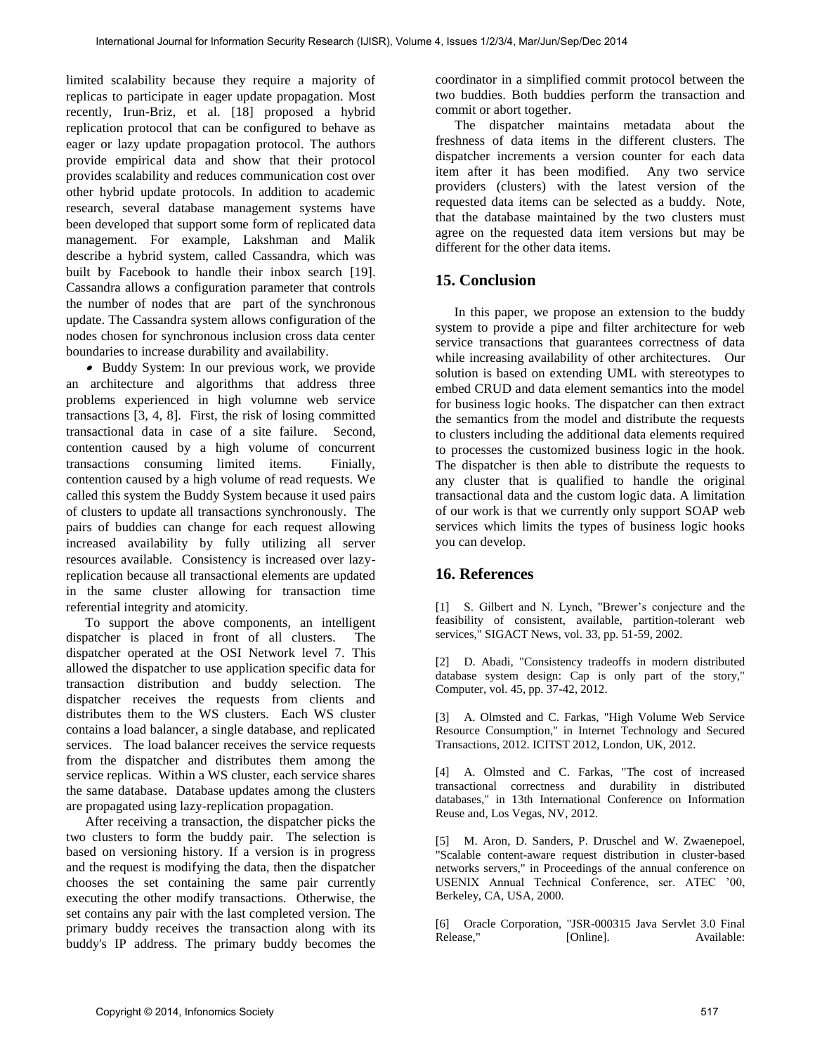limited scalability because they require a majority of replicas to participate in eager update propagation. Most recently, Irun-Briz, et al. [18] proposed a hybrid replication protocol that can be configured to behave as eager or lazy update propagation protocol. The authors provide empirical data and show that their protocol provides scalability and reduces communication cost over other hybrid update protocols. In addition to academic research, several database management systems have been developed that support some form of replicated data management. For example, Lakshman and Malik describe a hybrid system, called Cassandra, which was built by Facebook to handle their inbox search [19]. Cassandra allows a configuration parameter that controls the number of nodes that are part of the synchronous update. The Cassandra system allows configuration of the nodes chosen for synchronous inclusion cross data center boundaries to increase durability and availability.

- Buddy System: In our previous work, we provide an architecture and algorithms that address three problems experienced in high volumne web service transactions [3, 4, 8]. First, the risk of losing committed transactional data in case of a site failure. Second, contention caused by a high volume of concurrent transactions consuming limited items. Finially, contention caused by a high volume of read requests. We called this system the Buddy System because it used pairs of clusters to update all transactions synchronously. The pairs of buddies can change for each request allowing increased availability by fully utilizing all server resources available. Consistency is increased over lazy-replication because all transactional elements are updated in the same cluster allowing for transaction time referential integrity and atomicity.

To support the above components, an intelligent dispatcher is placed in front of all clusters. The dispatcher operated at the OSI Network level 7. This allowed the dispatcher to use application specific data for transaction distribution and buddy selection. The dispatcher receives the requests from clients and distributes them to the WS clusters. Each WS cluster contains a load balancer, a single database, and replicated services. The load balancer receives the service requests from the dispatcher and distributes them among the service replicas. Within a WS cluster, each service shares the same database. Database updates among the clusters are propagated using lazy-replication propagation.

After receiving a transaction, the dispatcher picks the two clusters to form the buddy pair. The selection is based on versioning history. If a version is in progress and the request is modifying the data, then the dispatcher chooses the set containing the same pair currently executing the other modify transactions. Otherwise, the set contains any pair with the last completed version. The primary buddy receives the transaction along with its buddy's IP address. The primary buddy becomes the coordinator in a simplified commit protocol between the two buddies. Both buddies perform the transaction and commit or abort together.

The dispatcher maintains metadata about the freshness of data items in the different clusters. The dispatcher increments a version counter for each data item after it has been modified. Any two service providers (clusters) with the latest version of the requested data items can be selected as a buddy. Note, that the database maintained by the two clusters must agree on the requested data item versions but may be different for the other data items.

## 15. Conclusion

In this paper, we propose an extension to the buddy system to provide a pipe and filter architecture for web service transactions that guarantees correctness of data while increasing availability of other architectures. Our solution is based on extending UML with stereotypes to embed CRUD and data element semantics into the model for business logic hooks. The dispatcher can then extract the semantics from the model and distribute the requests to clusters including the additional data elements required to processes the customized business logic in the hook. The dispatcher is then able to distribute the requests to any cluster that is qualified to handle the original transactional data and the custom logic data. A limitation of our work is that we currently only support SOAP web services which limits the types of business logic hooks you can develop.

## 16. References

[1] S. Gilbert and N. Lynch, "Brewer's conjecture and the feasibility of consistent, available, partition-tolerant web services," SIGACT News, vol. 33, pp. 51-59, 2002.

[2] D. Abadi, "Consistency tradeoffs in modern distributed database system design: Cap is only part of the story," Computer, vol. 45, pp. 37-42, 2012.

[3] A. Olmsted and C. Farkas, "High Volume Web Service Resource Consumption," in Internet Technology and Secured Transactions, 2012. ICITST 2012, London, UK, 2012.

[4] A. Olmsted and C. Farkas, "The cost of increased transactional correctness and durability in distributed databases," in 13th International Conference on Information Reuse and, Los Vegas, NV, 2012.

[5] M. Aron, D. Sanders, P. Druschel and W. Zwaenepoel, "Scalable content-aware request distribution in cluster-based networks servers," in Proceedings of the annual conference on USENIX Annual Technical Conference, ser. ATEC '00, Berkeley, CA, USA, 2000.

[6] Oracle Corporation, "JSR-000315 Java Servlet 3.0 Final Release," [Online]. Available: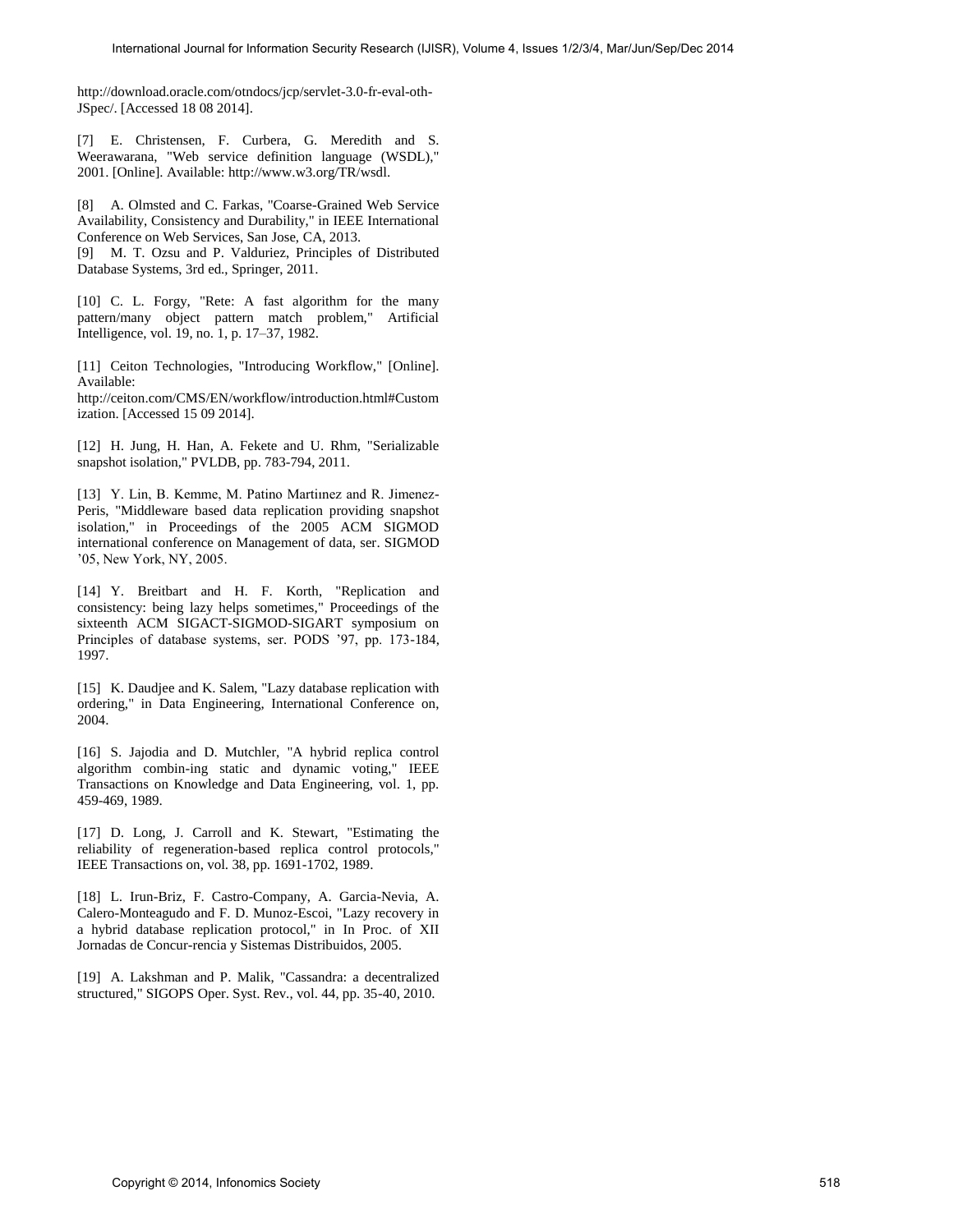http://download.oracle.com/otndocs/jcp/servlet-3.0-fr-eval-oth-JSpec/. [Accessed 18 08 2014].

[7] E. Christensen, F. Curbera, G. Meredith and S. Weerawarana, "Web service definition language (WSDL)," 2001. [Online]. Available: http://www.w3.org/TR/wsdl.

[8] A. Olmsted and C. Farkas, "Coarse-Grained Web Service Availability, Consistency and Durability," in IEEE International Conference on Web Services, San Jose, CA, 2013.

[9] M. T. Ozsu and P. Valduriez, Principles of Distributed Database Systems, 3rd ed., Springer, 2011.

[10] C. L. Forgy, "Rete: A fast algorithm for the many pattern/many object pattern match problem," Artificial Intelligence, vol. 19, no. 1, p. 17–37, 1982.

[11] Ceiton Technologies, "Introducing Workflow," [Online]. Available: http://ceiton.com/CMS/EN/workflow/introduction.html#Customization. [Accessed 15 09 2014].

[12] H. Jung, H. Han, A. Fekete and U. Rhm, "Serializable snapshot isolation," PVLDB, pp. 783-794, 2011.

[13] Y. Lin, B. Kemme, M. Patino Martiınez and R. Jimenez-Peris, "Middleware based data replication providing snapshot isolation," in Proceedings of the 2005 ACM SIGMOD international conference on Management of data, ser. SIGMOD '05, New York, NY, 2005.

[14] Y. Breitbart and H. F. Korth, "Replication and consistency: being lazy helps sometimes," Proceedings of the sixteenth ACM SIGACT-SIGMOD-SIGART symposium on Principles of database systems, ser. PODS '97, pp. 173-184, 1997.

[15] K. Daudjee and K. Salem, "Lazy database replication with ordering," in Data Engineering, International Conference on, 2004.

[16] S. Jajodia and D. Mutchler, "A hybrid replica control algorithm combin-ing static and dynamic voting," IEEE Transactions on Knowledge and Data Engineering, vol. 1, pp. 459-469, 1989.

[17] D. Long, J. Carroll and K. Stewart, "Estimating the reliability of regeneration-based replica control protocols," IEEE Transactions on, vol. 38, pp. 1691-1702, 1989.

[18] L. Irun-Briz, F. Castro-Company, A. Garcia-Nevia, A. Calero-Monteagudo and F. D. Munoz-Escoi, "Lazy recovery in a hybrid database replication protocol," in In Proc. of XII Jornadas de Concur-rencia y Sistemas Distribuidos, 2005.

[19] A. Lakshman and P. Malik, "Cassandra: a decentralized structured," SIGOPS Oper. Syst. Rev., vol. 44, pp. 35-40, 2010.